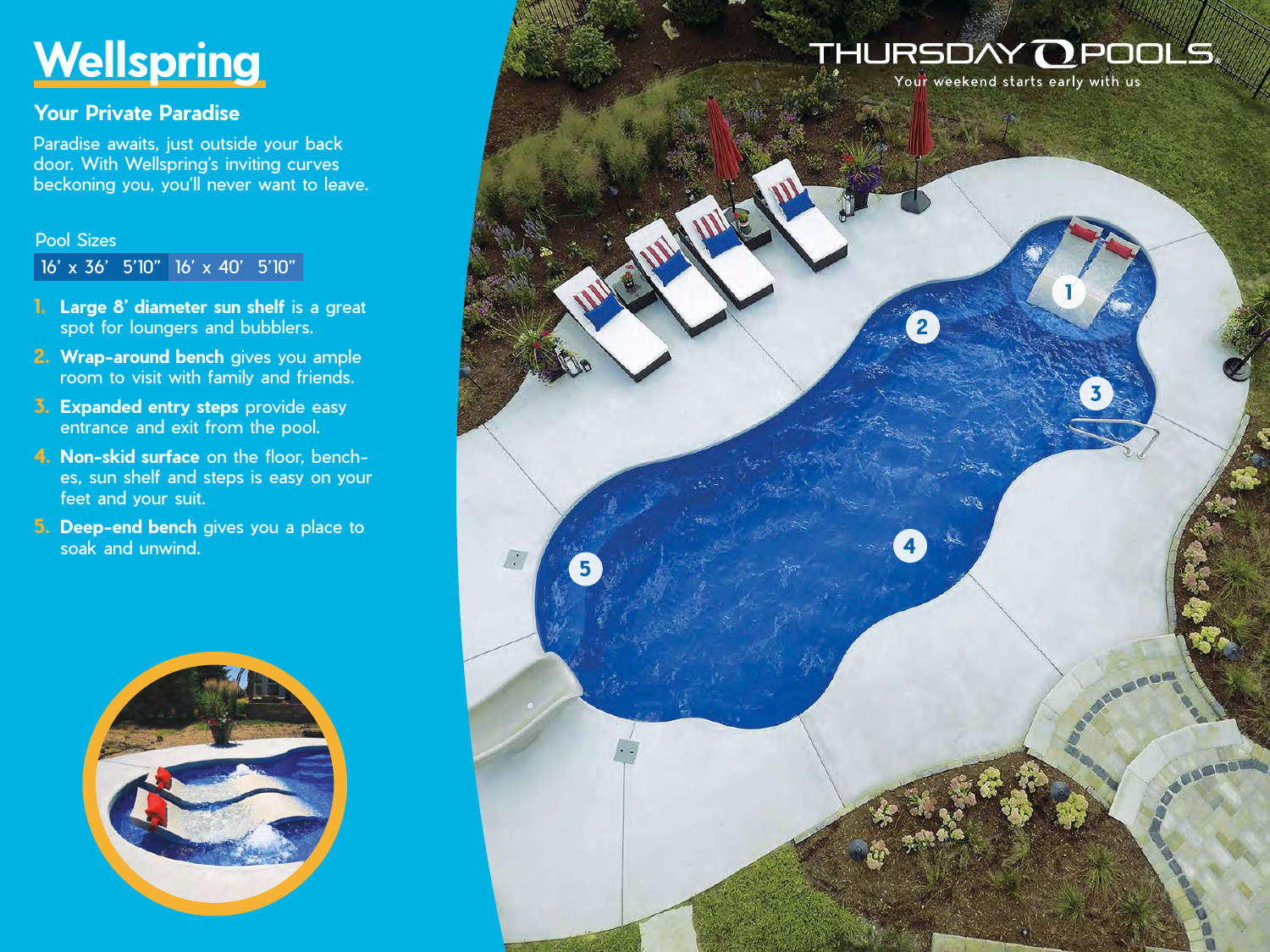# Wellspring

## Your Private Paradise

Paradise awaits, just outside your back door. With Wellspring's inviting curves beckoning you, you'll never want to leave.

Pool Sizes

| 16' x 36' 5'10" | 16' x 40' 5'10" |
| --- | --- |

1. **Large 8' diameter sun shelf** is a great spot for loungers and bubblers.
2. **Wrap-around bench** gives you ample room to visit with family and friends.
3. **Expanded entry steps** provide easy entrance and exit from the pool.
4. **Non-skid surface** on the floor, benches, sun shelf and steps is easy on your feet and your suit.
5. **Deep-end bench** gives you a place to soak and unwind.

THURSDAY POOLS
Your weekend starts early with us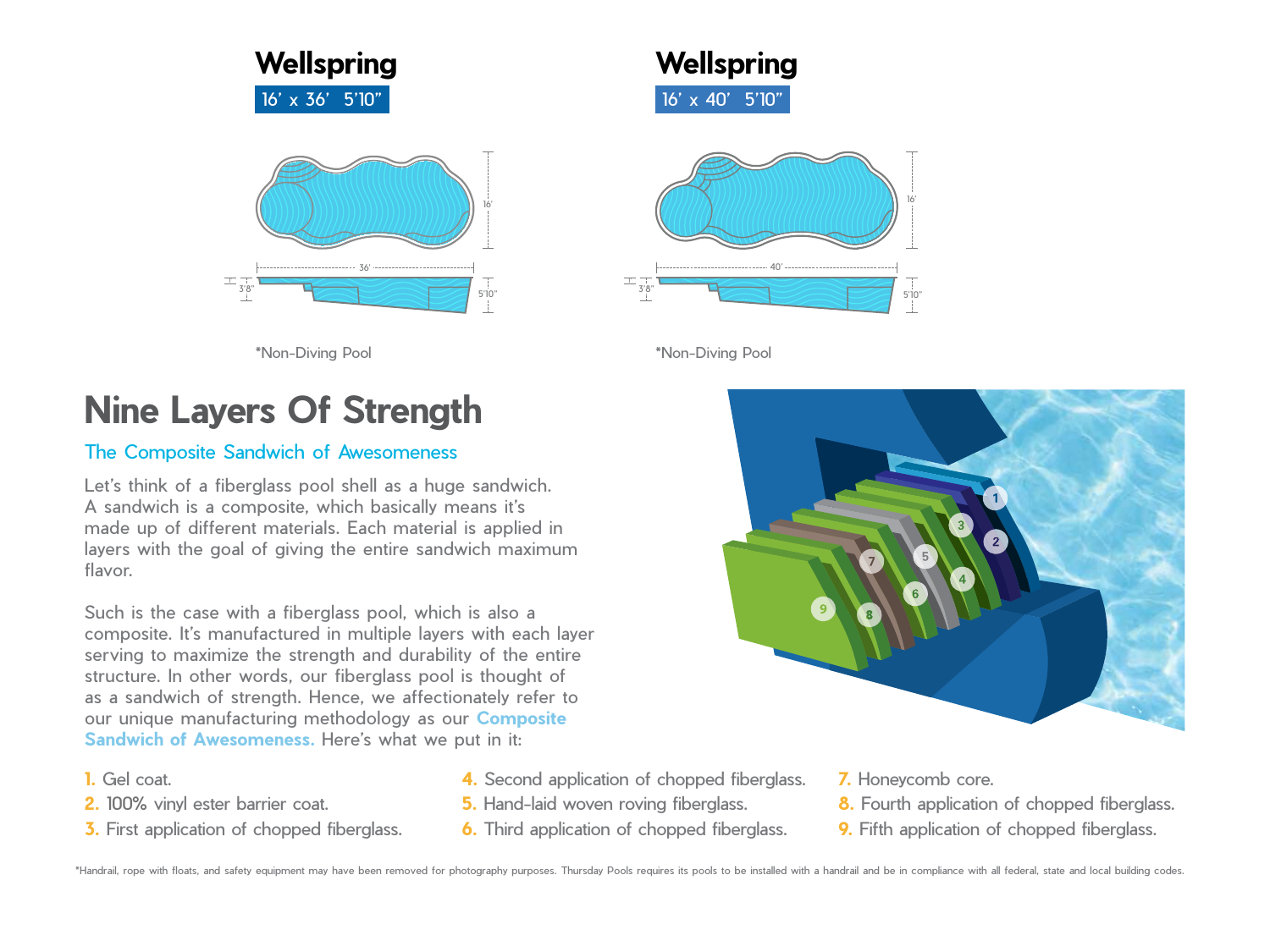## Wellspring

16' x 36' 5'10"

16'

36'

3'8"

5'10"

*Non-Diving Pool

## Wellspring

16' x 40' 5'10"

16'

40'

3'8"

5'10"

*Non-Diving Pool

# Nine Layers Of Strength

## The Composite Sandwich of Awesomeness

Let's think of a fiberglass pool shell as a huge sandwich. A sandwich is a composite, which basically means it's made up of different materials. Each material is applied in layers with the goal of giving the entire sandwich maximum flavor.

Such is the case with a fiberglass pool, which is also a composite. It's manufactured in multiple layers with each layer serving to maximize the strength and durability of the entire structure. In other words, our fiberglass pool is thought of as a sandwich of strength. Hence, we affectionately refer to our unique manufacturing methodology as our **Composite Sandwich of Awesomeness.** Here's what we put in it:

1. Gel coat.
2. 100% vinyl ester barrier coat.
3. First application of chopped fiberglass.
4. Second application of chopped fiberglass.
5. Hand-laid woven roving fiberglass.
6. Third application of chopped fiberglass.
7. Honeycomb core.
8. Fourth application of chopped fiberglass.
9. Fifth application of chopped fiberglass.

*Handrail, rope with floats, and safety equipment may have been removed for photography purposes. Thursday Pools requires its pools to be installed with a handrail and be in compliance with all federal, state and local building codes.